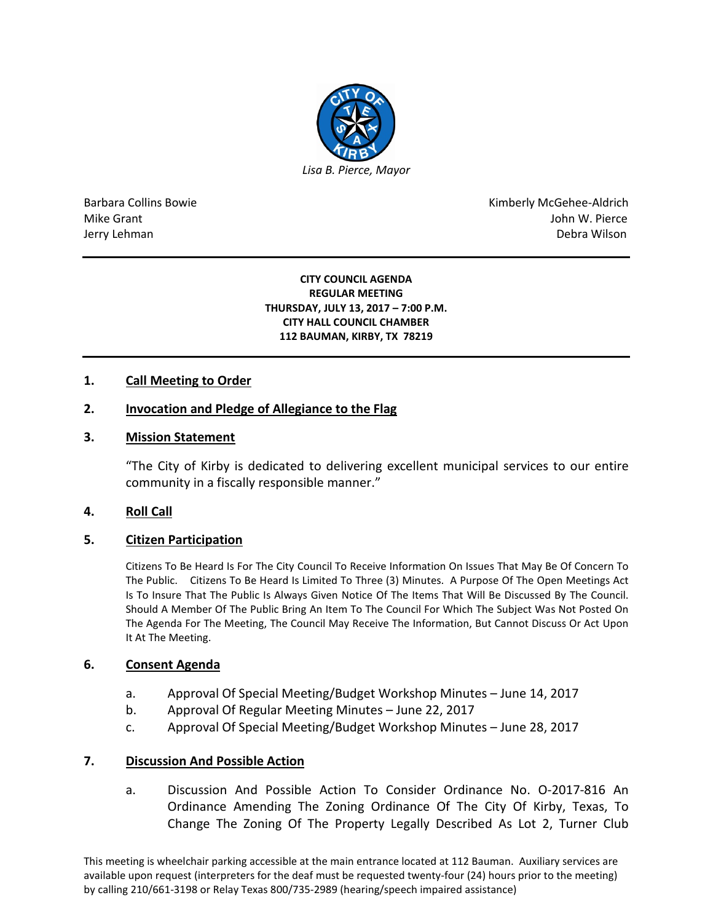*Lisa B. Pierce, Mayor*

Barbara Collins Bowie
Mike Grant
Jerry Lehman

Kimberly McGehee-Aldrich
John W. Pierce
Debra Wilson

---

**CITY COUNCIL AGENDA**
**REGULAR MEETING**
**THURSDAY, JULY 13, 2017 – 7:00 P.M.**
**CITY HALL COUNCIL CHAMBER**
**112 BAUMAN, KIRBY, TX 78219**

---

## 1. Call Meeting to Order

## 2. Invocation and Pledge of Allegiance to the Flag

## 3. Mission Statement

"The City of Kirby is dedicated to delivering excellent municipal services to our entire community in a fiscally responsible manner."

## 4. Roll Call

## 5. Citizen Participation

Citizens To Be Heard Is For The City Council To Receive Information On Issues That May Be Of Concern To The Public. Citizens To Be Heard Is Limited To Three (3) Minutes. A Purpose Of The Open Meetings Act Is To Insure That The Public Is Always Given Notice Of The Items That Will Be Discussed By The Council. Should A Member Of The Public Bring An Item To The Council For Which The Subject Was Not Posted On The Agenda For The Meeting, The Council May Receive The Information, But Cannot Discuss Or Act Upon It At The Meeting.

## 6. Consent Agenda

a. Approval Of Special Meeting/Budget Workshop Minutes – June 14, 2017
b. Approval Of Regular Meeting Minutes – June 22, 2017
c. Approval Of Special Meeting/Budget Workshop Minutes – June 28, 2017

## 7. Discussion And Possible Action

a. Discussion And Possible Action To Consider Ordinance No. O-2017-816 An Ordinance Amending The Zoning Ordinance Of The City Of Kirby, Texas, To Change The Zoning Of The Property Legally Described As Lot 2, Turner Club

This meeting is wheelchair parking accessible at the main entrance located at 112 Bauman. Auxiliary services are available upon request (interpreters for the deaf must be requested twenty-four (24) hours prior to the meeting) by calling 210/661-3198 or Relay Texas 800/735-2989 (hearing/speech impaired assistance)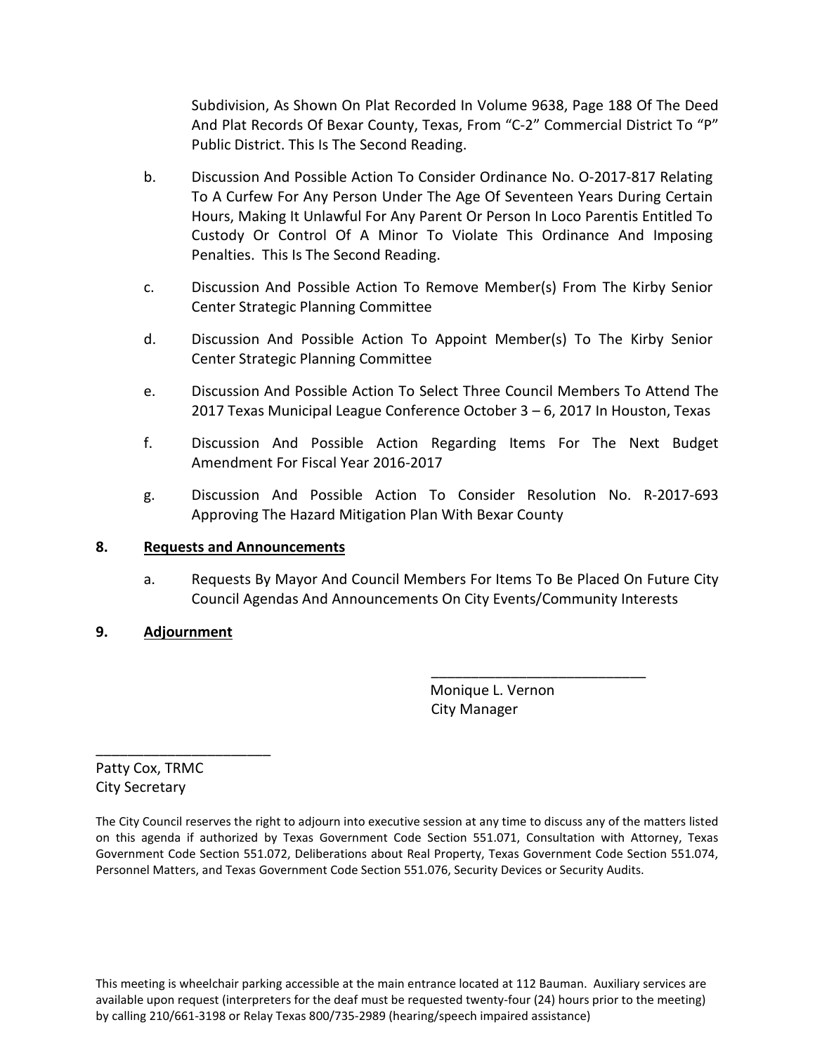Subdivision, As Shown On Plat Recorded In Volume 9638, Page 188 Of The Deed And Plat Records Of Bexar County, Texas, From "C-2" Commercial District To "P" Public District. This Is The Second Reading.

b. Discussion And Possible Action To Consider Ordinance No. O-2017-817 Relating To A Curfew For Any Person Under The Age Of Seventeen Years During Certain Hours, Making It Unlawful For Any Parent Or Person In Loco Parentis Entitled To Custody Or Control Of A Minor To Violate This Ordinance And Imposing Penalties. This Is The Second Reading.

c. Discussion And Possible Action To Remove Member(s) From The Kirby Senior Center Strategic Planning Committee

d. Discussion And Possible Action To Appoint Member(s) To The Kirby Senior Center Strategic Planning Committee

e. Discussion And Possible Action To Select Three Council Members To Attend The 2017 Texas Municipal League Conference October 3 – 6, 2017 In Houston, Texas

f. Discussion And Possible Action Regarding Items For The Next Budget Amendment For Fiscal Year 2016-2017

g. Discussion And Possible Action To Consider Resolution No. R-2017-693 Approving The Hazard Mitigation Plan With Bexar County

**8. <u>Requests and Announcements</u>**

a. Requests By Mayor And Council Members For Items To Be Placed On Future City Council Agendas And Announcements On City Events/Community Interests

**9. <u>Adjournment</u>**

\_\_\_\_\_\_\_\_\_\_\_\_\_\_\_\_\_\_\_\_\_\_\_\_\_\_\_\_
Monique L. Vernon
City Manager

\_\_\_\_\_\_\_\_\_\_\_\_\_\_\_\_\_\_\_\_\_\_\_
Patty Cox, TRMC
City Secretary

The City Council reserves the right to adjourn into executive session at any time to discuss any of the matters listed on this agenda if authorized by Texas Government Code Section 551.071, Consultation with Attorney, Texas Government Code Section 551.072, Deliberations about Real Property, Texas Government Code Section 551.074, Personnel Matters, and Texas Government Code Section 551.076, Security Devices or Security Audits.

This meeting is wheelchair parking accessible at the main entrance located at 112 Bauman. Auxiliary services are available upon request (interpreters for the deaf must be requested twenty-four (24) hours prior to the meeting) by calling 210/661-3198 or Relay Texas 800/735-2989 (hearing/speech impaired assistance)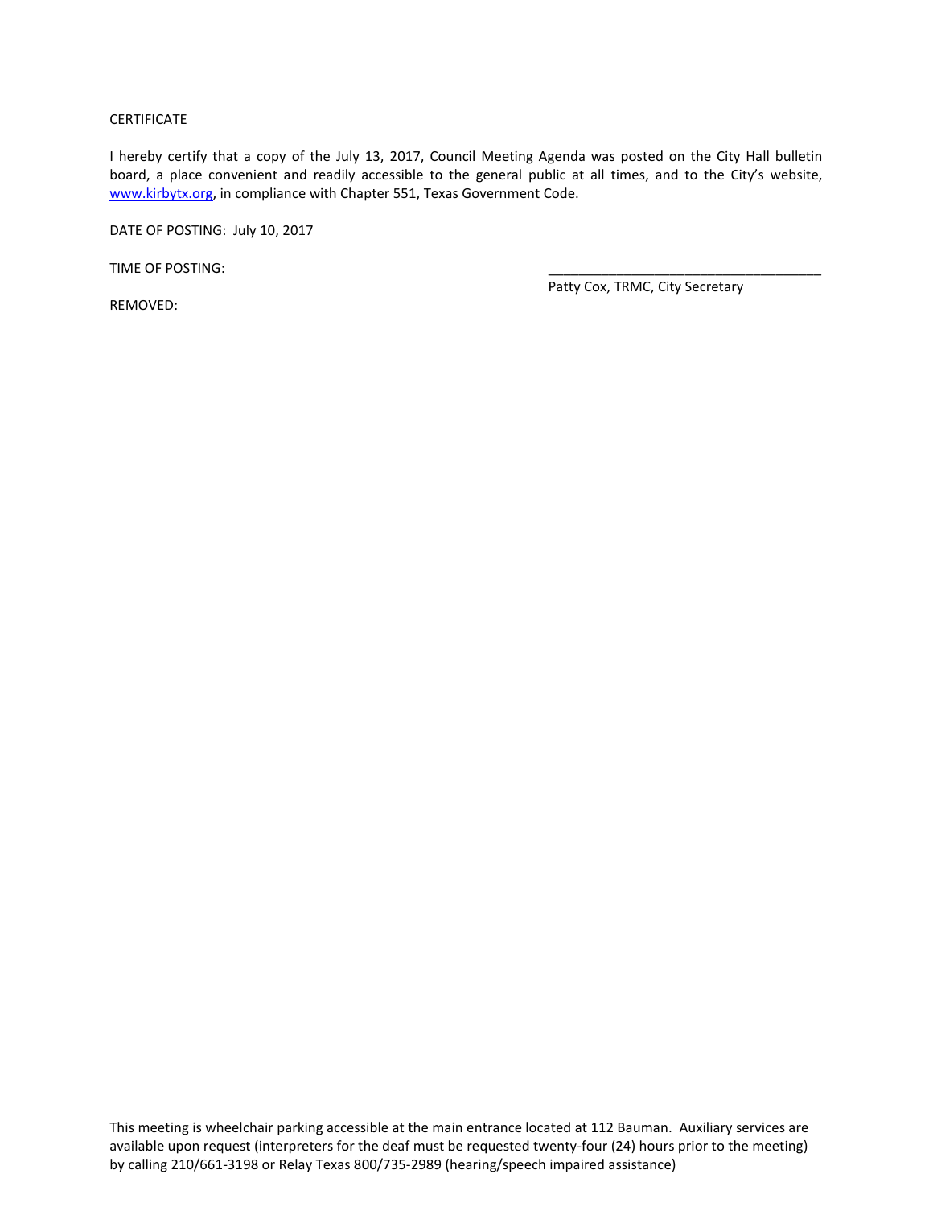CERTIFICATE

I hereby certify that a copy of the July 13, 2017, Council Meeting Agenda was posted on the City Hall bulletin board, a place convenient and readily accessible to the general public at all times, and to the City's website, [www.kirbytx.org](http://www.kirbytx.org), in compliance with Chapter 551, Texas Government Code.

DATE OF POSTING: July 10, 2017

TIME OF POSTING:

\_\_\_\_\_\_\_\_\_\_\_\_\_\_\_\_\_\_\_\_\_\_\_\_\_\_\_\_\_\_\_\_\_\_\_\_\_\_
Patty Cox, TRMC, City Secretary

REMOVED:

This meeting is wheelchair parking accessible at the main entrance located at 112 Bauman. Auxiliary services are available upon request (interpreters for the deaf must be requested twenty-four (24) hours prior to the meeting) by calling 210/661-3198 or Relay Texas 800/735-2989 (hearing/speech impaired assistance)